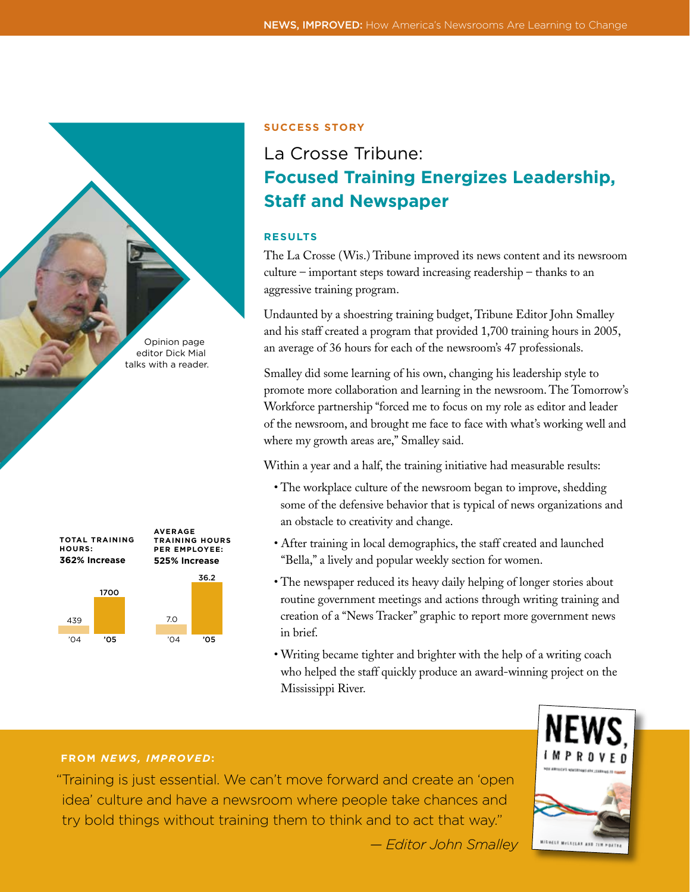SUCCESS STORY

# La Crosse Tribune: **Focused Training Energizes Leadership, Staff and Newspaper**

Opinion page editor Dick Mial talks with a reader.

## RESULTS

The La Crosse (Wis.) Tribune improved its news content and its newsroom culture – important steps toward increasing readership – thanks to an aggressive training program.

Undaunted by a shoestring training budget, Tribune Editor John Smalley and his staff created a program that provided 1,700 training hours in 2005, an average of 36 hours for each of the newsroom's 47 professionals.

Smalley did some learning of his own, changing his leadership style to promote more collaboration and learning in the newsroom. The Tomorrow's Workforce partnership "forced me to focus on my role as editor and leader of the newsroom, and brought me face to face with what's working well and where my growth areas are," Smalley said.

Within a year and a half, the training initiative had measurable results:

- The workplace culture of the newsroom began to improve, shedding some of the defensive behavior that is typical of news organizations and an obstacle to creativity and change.
- After training in local demographics, the staff created and launched "Bella," a lively and popular weekly section for women.
- The newspaper reduced its heavy daily helping of longer stories about routine government meetings and actions through writing training and creation of a "News Tracker" graphic to report more government news in brief.
- Writing became tighter and brighter with the help of a writing coach who helped the staff quickly produce an award-winning project on the Mississippi River.

**TOTAL TRAINING HOURS: 362% Increase**

| '04 | '05 |
| --- | --- |
| 439 | 1700 |

**AVERAGE TRAINING HOURS PER EMPLOYEE: 525% Increase**

| '04 | '05 |
| --- | --- |
| 7.0 | 36.2 |

**FROM *NEWS, IMPROVED*:**

"Training is just essential. We can't move forward and create an 'open idea' culture and have a newsroom where people take chances and try bold things without training them to think and to act that way."

*— Editor John Smalley*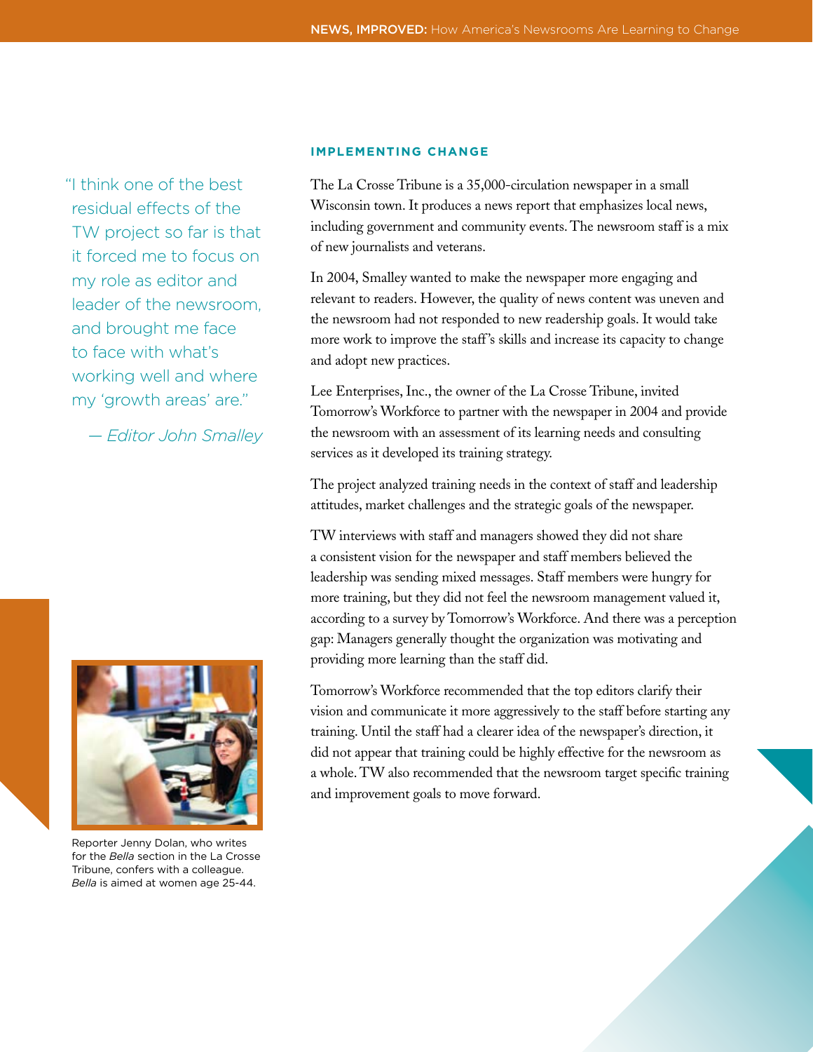> "I think one of the best residual effects of the TW project so far is that it forced me to focus on my role as editor and leader of the newsroom, and brought me face to face with what's working well and where my 'growth areas' are."
>
> *— Editor John Smalley*

## IMPLEMENTING CHANGE

The La Crosse Tribune is a 35,000-circulation newspaper in a small Wisconsin town. It produces a news report that emphasizes local news, including government and community events. The newsroom staff is a mix of new journalists and veterans.

In 2004, Smalley wanted to make the newspaper more engaging and relevant to readers. However, the quality of news content was uneven and the newsroom had not responded to new readership goals. It would take more work to improve the staff's skills and increase its capacity to change and adopt new practices.

Lee Enterprises, Inc., the owner of the La Crosse Tribune, invited Tomorrow's Workforce to partner with the newspaper in 2004 and provide the newsroom with an assessment of its learning needs and consulting services as it developed its training strategy.

The project analyzed training needs in the context of staff and leadership attitudes, market challenges and the strategic goals of the newspaper.

TW interviews with staff and managers showed they did not share a consistent vision for the newspaper and staff members believed the leadership was sending mixed messages. Staff members were hungry for more training, but they did not feel the newsroom management valued it, according to a survey by Tomorrow's Workforce. And there was a perception gap: Managers generally thought the organization was motivating and providing more learning than the staff did.

Tomorrow's Workforce recommended that the top editors clarify their vision and communicate it more aggressively to the staff before starting any training. Until the staff had a clearer idea of the newspaper's direction, it did not appear that training could be highly effective for the newsroom as a whole. TW also recommended that the newsroom target specific training and improvement goals to move forward.

Reporter Jenny Dolan, who writes for the *Bella* section in the La Crosse Tribune, confers with a colleague. *Bella* is aimed at women age 25-44.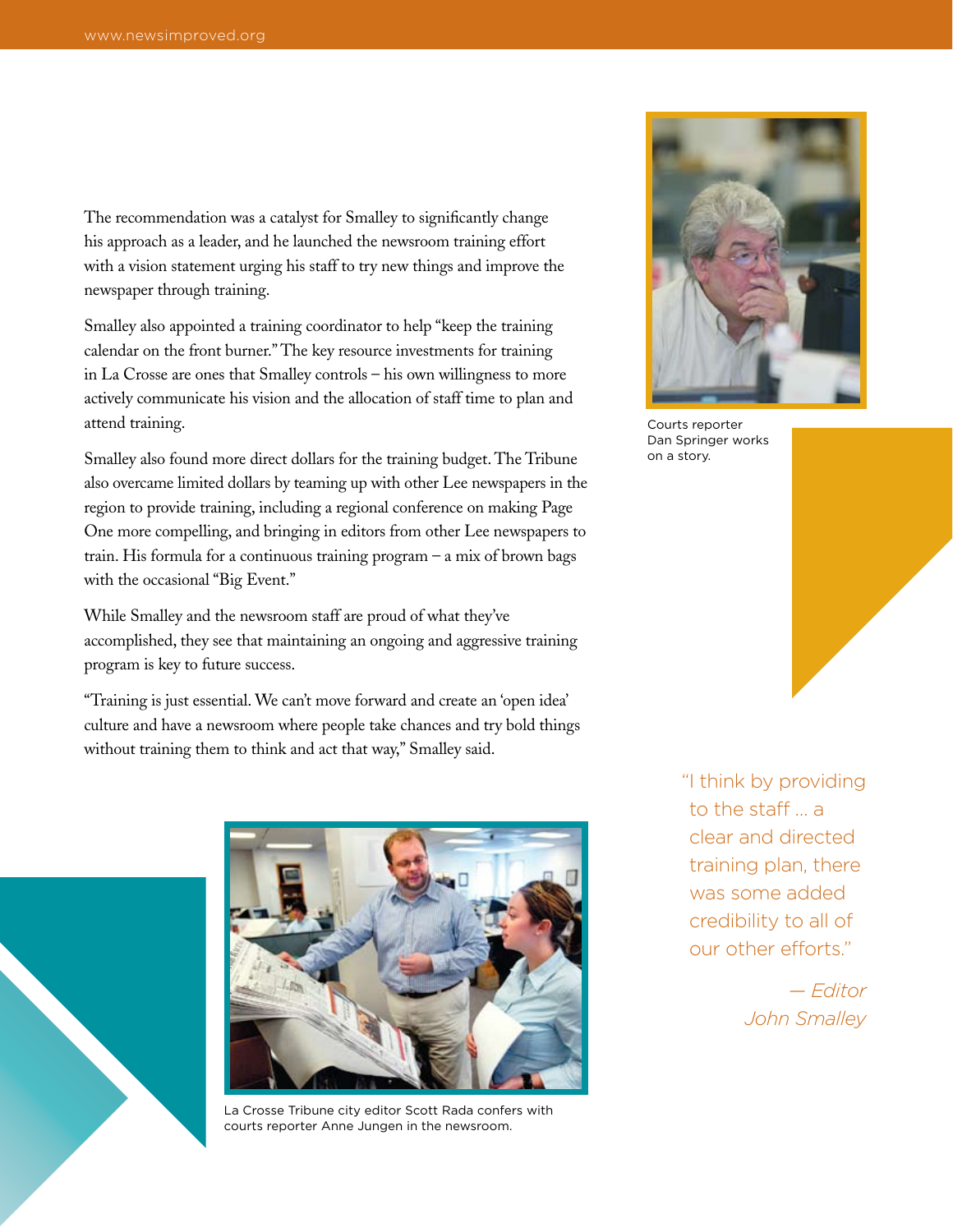The recommendation was a catalyst for Smalley to significantly change his approach as a leader, and he launched the newsroom training effort with a vision statement urging his staff to try new things and improve the newspaper through training.

Smalley also appointed a training coordinator to help "keep the training calendar on the front burner." The key resource investments for training in La Crosse are ones that Smalley controls – his own willingness to more actively communicate his vision and the allocation of staff time to plan and attend training.

Smalley also found more direct dollars for the training budget. The Tribune also overcame limited dollars by teaming up with other Lee newspapers in the region to provide training, including a regional conference on making Page One more compelling, and bringing in editors from other Lee newspapers to train. His formula for a continuous training program – a mix of brown bags with the occasional "Big Event."

While Smalley and the newsroom staff are proud of what they've accomplished, they see that maintaining an ongoing and aggressive training program is key to future success.

"Training is just essential. We can't move forward and create an 'open idea' culture and have a newsroom where people take chances and try bold things without training them to think and act that way," Smalley said.

Courts reporter Dan Springer works on a story.

> "I think by providing to the staff … a clear and directed training plan, there was some added credibility to all of our other efforts."
>
> *— Editor John Smalley*

La Crosse Tribune city editor Scott Rada confers with courts reporter Anne Jungen in the newsroom.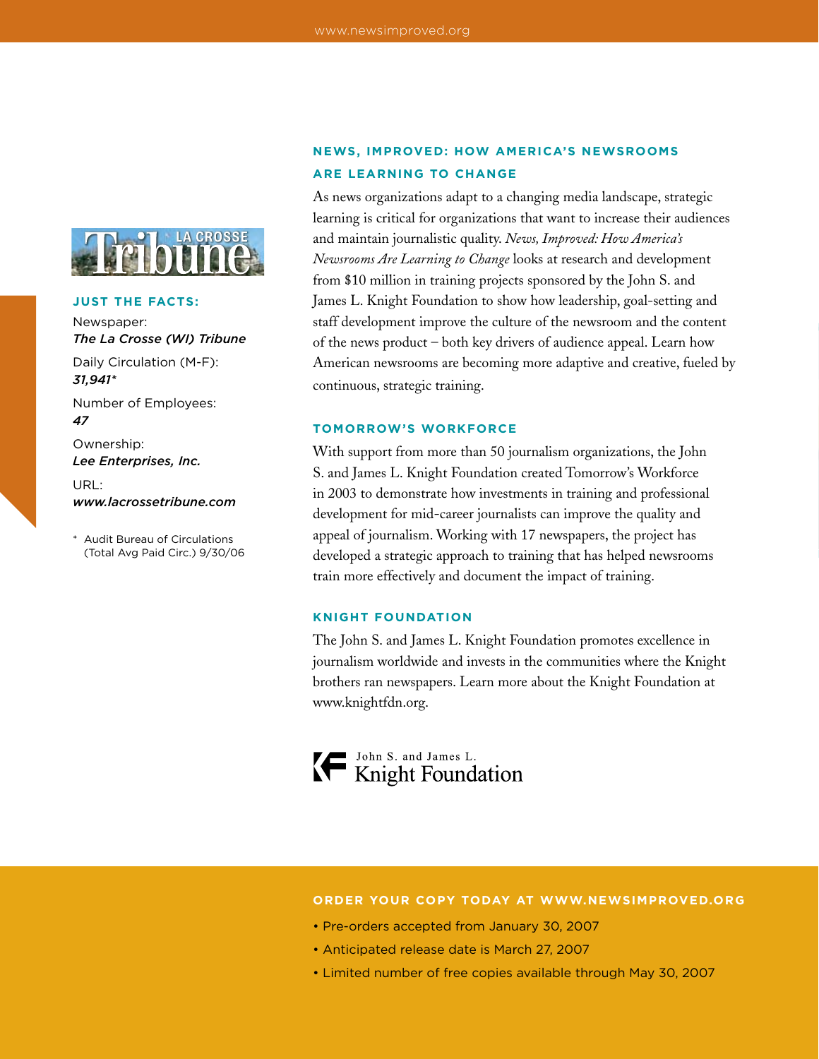LA CROSSE Tribune

**JUST THE FACTS:**

Newspaper:
*The La Crosse (WI) Tribune*

Daily Circulation (M-F):
*31,941**

Number of Employees:
*47*

Ownership:
*Lee Enterprises, Inc.*

URL:
*www.lacrossetribune.com*

* Audit Bureau of Circulations (Total Avg Paid Circ.) 9/30/06

## NEWS, IMPROVED: HOW AMERICA'S NEWSROOMS ARE LEARNING TO CHANGE

As news organizations adapt to a changing media landscape, strategic learning is critical for organizations that want to increase their audiences and maintain journalistic quality. *News, Improved: How America's Newsrooms Are Learning to Change* looks at research and development from $10 million in training projects sponsored by the John S. and James L. Knight Foundation to show how leadership, goal-setting and staff development improve the culture of the newsroom and the content of the news product – both key drivers of audience appeal. Learn how American newsrooms are becoming more adaptive and creative, fueled by continuous, strategic training.

## TOMORROW'S WORKFORCE

With support from more than 50 journalism organizations, the John S. and James L. Knight Foundation created Tomorrow's Workforce in 2003 to demonstrate how investments in training and professional development for mid-career journalists can improve the quality and appeal of journalism. Working with 17 newspapers, the project has developed a strategic approach to training that has helped newsrooms train more effectively and document the impact of training.

## KNIGHT FOUNDATION

The John S. and James L. Knight Foundation promotes excellence in journalism worldwide and invests in the communities where the Knight brothers ran newspapers. Learn more about the Knight Foundation at www.knightfdn.org.

John S. and James L. Knight Foundation

## ORDER YOUR COPY TODAY AT WWW.NEWSIMPROVED.ORG

- Pre-orders accepted from January 30, 2007
- Anticipated release date is March 27, 2007
- Limited number of free copies available through May 30, 2007